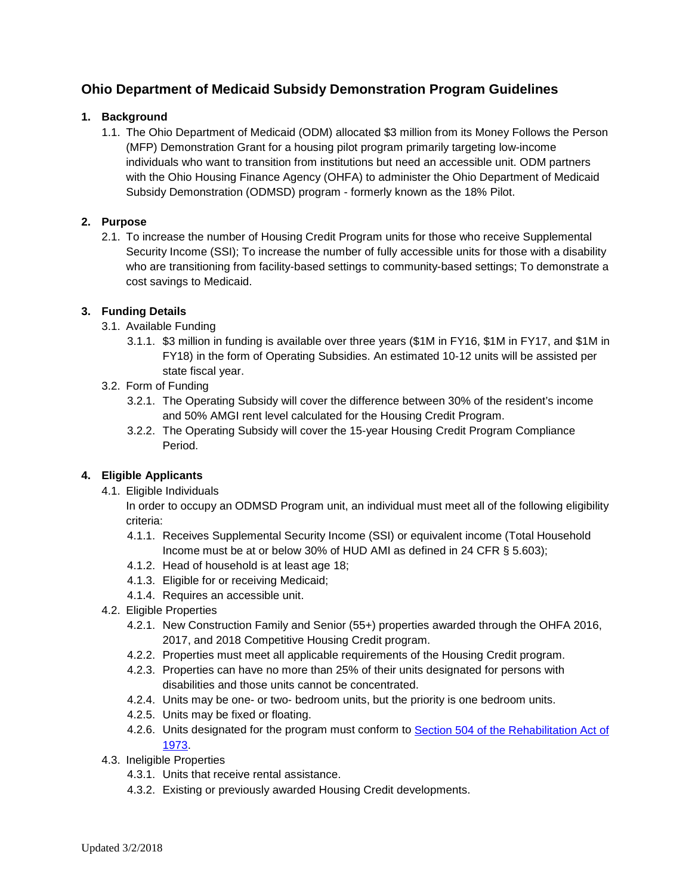# Ohio Department of Medicaid Subsidy Demonstration Program Guidelines

## 1. Background

1.1. The Ohio Department of Medicaid (ODM) allocated $3 million from its Money Follows the Person (MFP) Demonstration Grant for a housing pilot program primarily targeting low-income individuals who want to transition from institutions but need an accessible unit. ODM partners with the Ohio Housing Finance Agency (OHFA) to administer the Ohio Department of Medicaid Subsidy Demonstration (ODMSD) program - formerly known as the 18% Pilot.

## 2. Purpose

2.1. To increase the number of Housing Credit Program units for those who receive Supplemental Security Income (SSI); To increase the number of fully accessible units for those with a disability who are transitioning from facility-based settings to community-based settings; To demonstrate a cost savings to Medicaid.

## 3. Funding Details

3.1. Available Funding

- 3.1.1. $3 million in funding is available over three years ($1M in FY16, $1M in FY17, and $1M in FY18) in the form of Operating Subsidies. An estimated 10-12 units will be assisted per state fiscal year.

3.2. Form of Funding

- 3.2.1. The Operating Subsidy will cover the difference between 30% of the resident's income and 50% AMGI rent level calculated for the Housing Credit Program.
- 3.2.2. The Operating Subsidy will cover the 15-year Housing Credit Program Compliance Period.

## 4. Eligible Applicants

4.1. Eligible Individuals

In order to occupy an ODMSD Program unit, an individual must meet all of the following eligibility criteria:

- 4.1.1. Receives Supplemental Security Income (SSI) or equivalent income (Total Household Income must be at or below 30% of HUD AMI as defined in 24 CFR § 5.603);
- 4.1.2. Head of household is at least age 18;
- 4.1.3. Eligible for or receiving Medicaid;
- 4.1.4. Requires an accessible unit.

4.2. Eligible Properties

- 4.2.1. New Construction Family and Senior (55+) properties awarded through the OHFA 2016, 2017, and 2018 Competitive Housing Credit program.
- 4.2.2. Properties must meet all applicable requirements of the Housing Credit program.
- 4.2.3. Properties can have no more than 25% of their units designated for persons with disabilities and those units cannot be concentrated.
- 4.2.4. Units may be one- or two- bedroom units, but the priority is one bedroom units.
- 4.2.5. Units may be fixed or floating.
- 4.2.6. Units designated for the program must conform to Section 504 of the Rehabilitation Act of 1973.

4.3. Ineligible Properties

- 4.3.1. Units that receive rental assistance.
- 4.3.2. Existing or previously awarded Housing Credit developments.

Updated 3/2/2018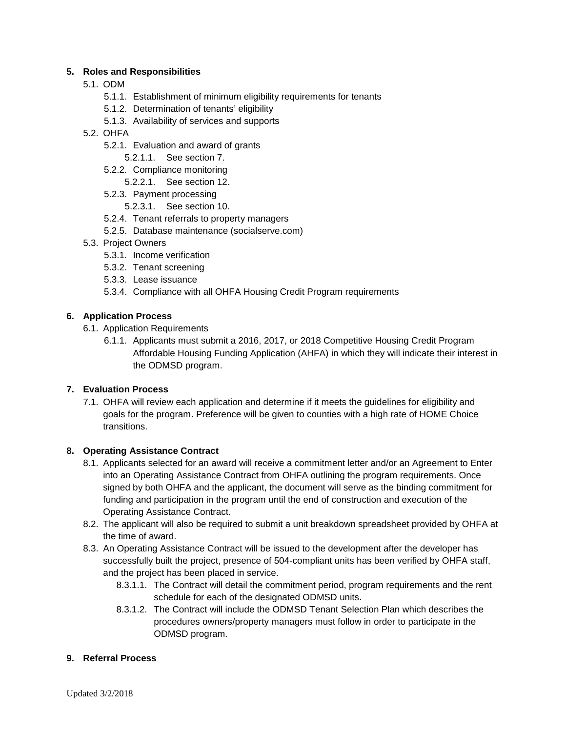**5. Roles and Responsibilities**

- 5.1. ODM
  - 5.1.1. Establishment of minimum eligibility requirements for tenants
  - 5.1.2. Determination of tenants' eligibility
  - 5.1.3. Availability of services and supports
- 5.2. OHFA
  - 5.2.1. Evaluation and award of grants
    - 5.2.1.1. See section 7.
  - 5.2.2. Compliance monitoring
    - 5.2.2.1. See section 12.
  - 5.2.3. Payment processing
    - 5.2.3.1. See section 10.
  - 5.2.4. Tenant referrals to property managers
  - 5.2.5. Database maintenance (socialserve.com)
- 5.3. Project Owners
  - 5.3.1. Income verification
  - 5.3.2. Tenant screening
  - 5.3.3. Lease issuance
  - 5.3.4. Compliance with all OHFA Housing Credit Program requirements

**6. Application Process**

- 6.1. Application Requirements
  - 6.1.1. Applicants must submit a 2016, 2017, or 2018 Competitive Housing Credit Program Affordable Housing Funding Application (AHFA) in which they will indicate their interest in the ODMSD program.

**7. Evaluation Process**

- 7.1. OHFA will review each application and determine if it meets the guidelines for eligibility and goals for the program. Preference will be given to counties with a high rate of HOME Choice transitions.

**8. Operating Assistance Contract**

- 8.1. Applicants selected for an award will receive a commitment letter and/or an Agreement to Enter into an Operating Assistance Contract from OHFA outlining the program requirements. Once signed by both OHFA and the applicant, the document will serve as the binding commitment for funding and participation in the program until the end of construction and execution of the Operating Assistance Contract.
- 8.2. The applicant will also be required to submit a unit breakdown spreadsheet provided by OHFA at the time of award.
- 8.3. An Operating Assistance Contract will be issued to the development after the developer has successfully built the project, presence of 504-compliant units has been verified by OHFA staff, and the project has been placed in service.
  - 8.3.1.1. The Contract will detail the commitment period, program requirements and the rent schedule for each of the designated ODMSD units.
  - 8.3.1.2. The Contract will include the ODMSD Tenant Selection Plan which describes the procedures owners/property managers must follow in order to participate in the ODMSD program.

**9. Referral Process**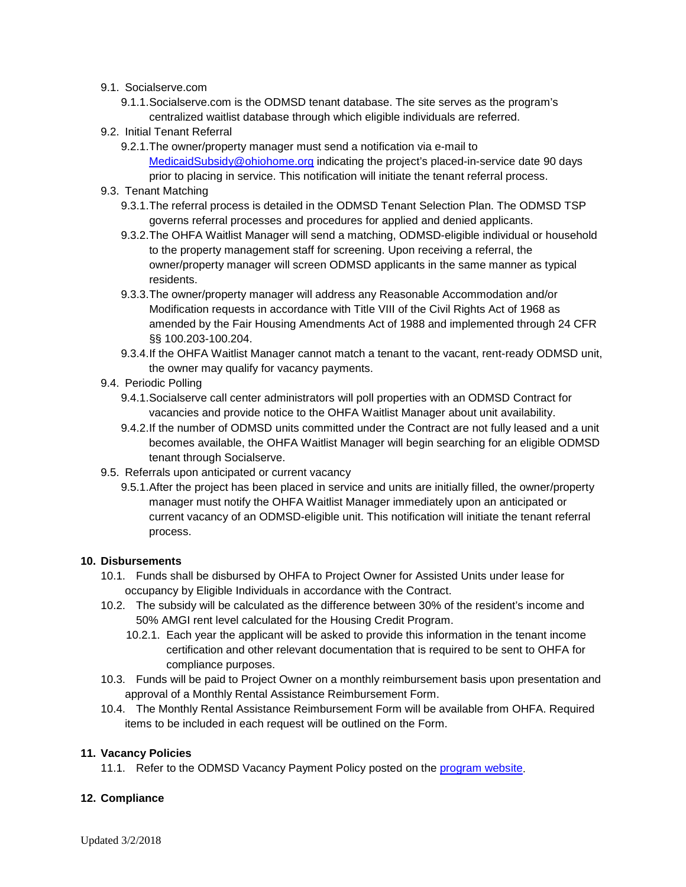- 9.1. Socialserve.com
    - 9.1.1. Socialserve.com is the ODMSD tenant database. The site serves as the program's centralized waitlist database through which eligible individuals are referred.
- 9.2. Initial Tenant Referral
    - 9.2.1. The owner/property manager must send a notification via e-mail to MedicaidSubsidy@ohiohome.org indicating the project's placed-in-service date 90 days prior to placing in service. This notification will initiate the tenant referral process.
- 9.3. Tenant Matching
    - 9.3.1. The referral process is detailed in the ODMSD Tenant Selection Plan. The ODMSD TSP governs referral processes and procedures for applied and denied applicants.
    - 9.3.2. The OHFA Waitlist Manager will send a matching, ODMSD-eligible individual or household to the property management staff for screening. Upon receiving a referral, the owner/property manager will screen ODMSD applicants in the same manner as typical residents.
    - 9.3.3. The owner/property manager will address any Reasonable Accommodation and/or Modification requests in accordance with Title VIII of the Civil Rights Act of 1968 as amended by the Fair Housing Amendments Act of 1988 and implemented through 24 CFR §§ 100.203-100.204.
    - 9.3.4. If the OHFA Waitlist Manager cannot match a tenant to the vacant, rent-ready ODMSD unit, the owner may qualify for vacancy payments.
- 9.4. Periodic Polling
    - 9.4.1. Socialserve call center administrators will poll properties with an ODMSD Contract for vacancies and provide notice to the OHFA Waitlist Manager about unit availability.
    - 9.4.2. If the number of ODMSD units committed under the Contract are not fully leased and a unit becomes available, the OHFA Waitlist Manager will begin searching for an eligible ODMSD tenant through Socialserve.
- 9.5. Referrals upon anticipated or current vacancy
    - 9.5.1. After the project has been placed in service and units are initially filled, the owner/property manager must notify the OHFA Waitlist Manager immediately upon an anticipated or current vacancy of an ODMSD-eligible unit. This notification will initiate the tenant referral process.

## 10. Disbursements

- 10.1. Funds shall be disbursed by OHFA to Project Owner for Assisted Units under lease for occupancy by Eligible Individuals in accordance with the Contract.
- 10.2. The subsidy will be calculated as the difference between 30% of the resident's income and 50% AMGI rent level calculated for the Housing Credit Program.
    - 10.2.1. Each year the applicant will be asked to provide this information in the tenant income certification and other relevant documentation that is required to be sent to OHFA for compliance purposes.
- 10.3. Funds will be paid to Project Owner on a monthly reimbursement basis upon presentation and approval of a Monthly Rental Assistance Reimbursement Form.
- 10.4. The Monthly Rental Assistance Reimbursement Form will be available from OHFA. Required items to be included in each request will be outlined on the Form.

## 11. Vacancy Policies

- 11.1. Refer to the ODMSD Vacancy Payment Policy posted on the program website.

## 12. Compliance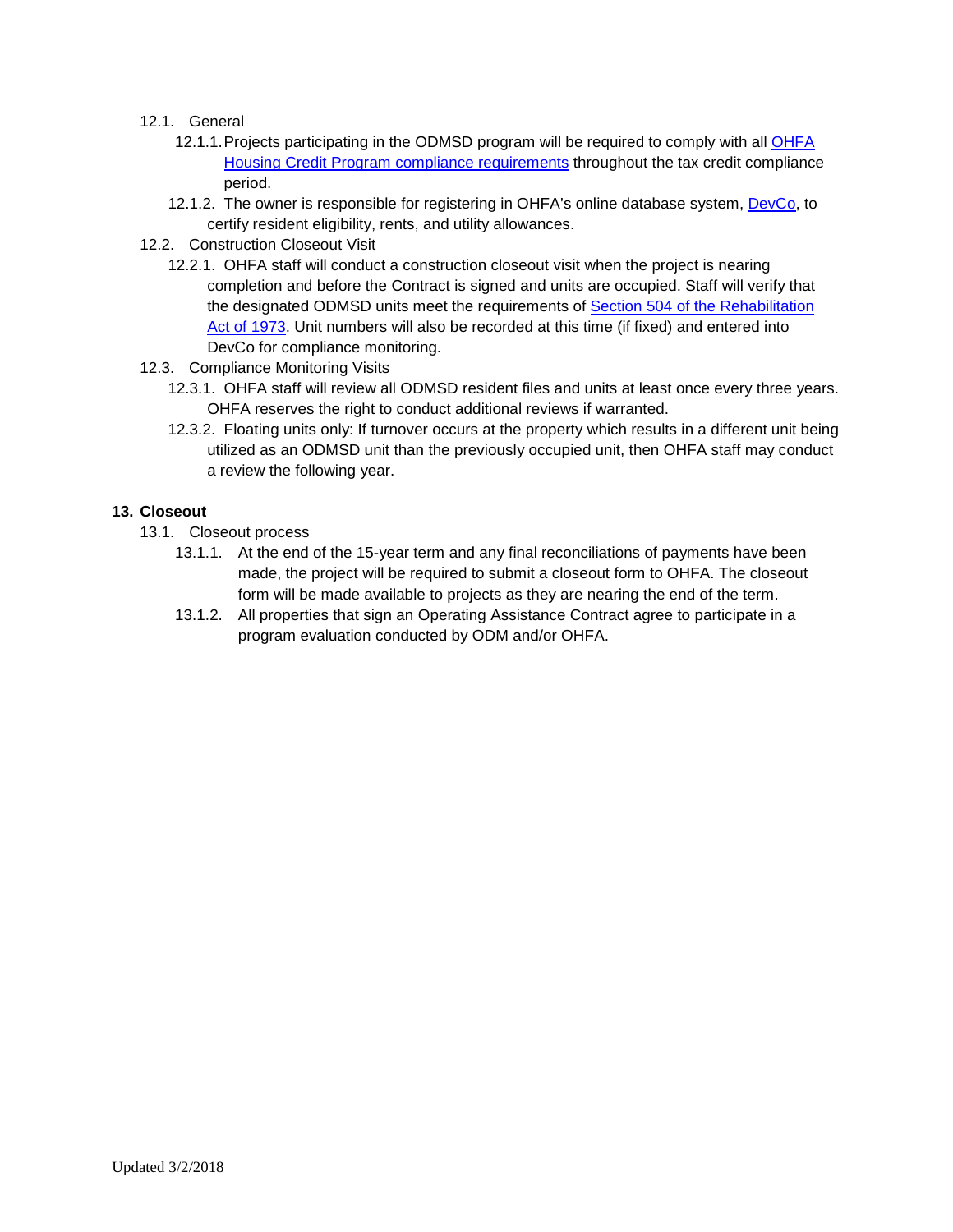- 12.1. General
  - 12.1.1. Projects participating in the ODMSD program will be required to comply with all OHFA Housing Credit Program compliance requirements throughout the tax credit compliance period.
  - 12.1.2. The owner is responsible for registering in OHFA's online database system, DevCo, to certify resident eligibility, rents, and utility allowances.
- 12.2. Construction Closeout Visit
  - 12.2.1. OHFA staff will conduct a construction closeout visit when the project is nearing completion and before the Contract is signed and units are occupied. Staff will verify that the designated ODMSD units meet the requirements of Section 504 of the Rehabilitation Act of 1973. Unit numbers will also be recorded at this time (if fixed) and entered into DevCo for compliance monitoring.
- 12.3. Compliance Monitoring Visits
  - 12.3.1. OHFA staff will review all ODMSD resident files and units at least once every three years. OHFA reserves the right to conduct additional reviews if warranted.
  - 12.3.2. Floating units only: If turnover occurs at the property which results in a different unit being utilized as an ODMSD unit than the previously occupied unit, then OHFA staff may conduct a review the following year.

## 13. Closeout

- 13.1. Closeout process
  - 13.1.1. At the end of the 15-year term and any final reconciliations of payments have been made, the project will be required to submit a closeout form to OHFA. The closeout form will be made available to projects as they are nearing the end of the term.
  - 13.1.2. All properties that sign an Operating Assistance Contract agree to participate in a program evaluation conducted by ODM and/or OHFA.

Updated 3/2/2018